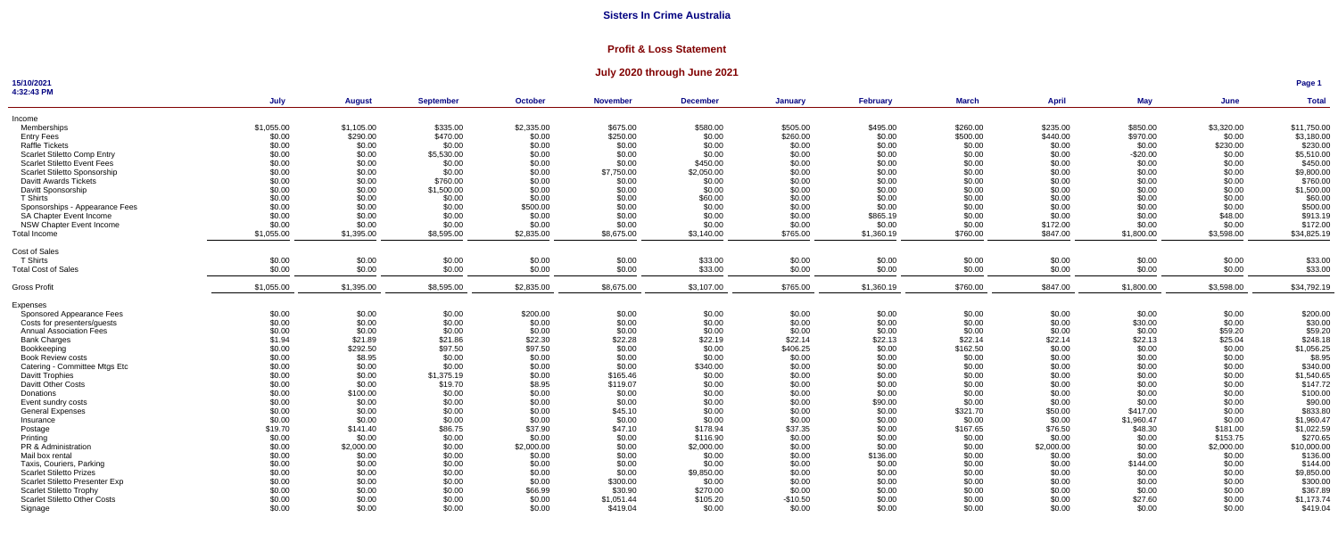# Sisters In Crime Australia

## Profit & Loss Statement

### July 2020 through June 2021

15/10/2021
4:32:43 PM

| | July | August | September | October | November | December | January | February | March | April | May | June | Total |
|---|---|---|---|---|---|---|---|---|---|---|---|---|---|
| Income | | | | | | | | | | | | | |
| Memberships | $1,055.00 | $1,105.00 | $335.00 | $2,335.00 | $675.00 | $580.00 | $505.00 | $495.00 | $260.00 | $235.00 | $850.00 | $3,320.00 | $11,750.00 |
| Entry Fees | $0.00 | $290.00 | $470.00 | $0.00 | $250.00 | $0.00 | $260.00 | $0.00 | $500.00 | $440.00 | $970.00 | $0.00 | $3,180.00 |
| Raffle Tickets | $0.00 | $0.00 | $0.00 | $0.00 | $0.00 | $0.00 | $0.00 | $0.00 | $0.00 | $0.00 | $0.00 | $230.00 | $230.00 |
| Scarlet Stiletto Comp Entry | $0.00 | $0.00 | $5,530.00 | $0.00 | $0.00 | $0.00 | $0.00 | $0.00 | $0.00 | $0.00 | -$20.00 | $0.00 | $5,510.00 |
| Scarlet Stiletto Event Fees | $0.00 | $0.00 | $0.00 | $0.00 | $0.00 | $450.00 | $0.00 | $0.00 | $0.00 | $0.00 | $0.00 | $0.00 | $450.00 |
| Scarlet Stiletto Sponsorship | $0.00 | $0.00 | $0.00 | $0.00 | $7,750.00 | $2,050.00 | $0.00 | $0.00 | $0.00 | $0.00 | $0.00 | $0.00 | $9,800.00 |
| Davitt Awards Tickets | $0.00 | $0.00 | $760.00 | $0.00 | $0.00 | $0.00 | $0.00 | $0.00 | $0.00 | $0.00 | $0.00 | $0.00 | $760.00 |
| Davitt Sponsorship | $0.00 | $0.00 | $1,500.00 | $0.00 | $0.00 | $0.00 | $0.00 | $0.00 | $0.00 | $0.00 | $0.00 | $0.00 | $1,500.00 |
| T Shirts | $0.00 | $0.00 | $0.00 | $0.00 | $0.00 | $60.00 | $0.00 | $0.00 | $0.00 | $0.00 | $0.00 | $0.00 | $60.00 |
| Sponsorships - Appearance Fees | $0.00 | $0.00 | $0.00 | $500.00 | $0.00 | $0.00 | $0.00 | $0.00 | $0.00 | $0.00 | $0.00 | $0.00 | $500.00 |
| SA Chapter Event Income | $0.00 | $0.00 | $0.00 | $0.00 | $0.00 | $0.00 | $0.00 | $865.19 | $0.00 | $0.00 | $0.00 | $48.00 | $913.19 |
| NSW Chapter Event Income | $0.00 | $0.00 | $0.00 | $0.00 | $0.00 | $0.00 | $0.00 | $0.00 | $0.00 | $172.00 | $0.00 | $0.00 | $172.00 |
| Total Income | $1,055.00 | $1,395.00 | $8,595.00 | $2,835.00 | $8,675.00 | $3,140.00 | $765.00 | $1,360.19 | $760.00 | $847.00 | $1,800.00 | $3,598.00 | $34,825.19 |
| Cost of Sales | | | | | | | | | | | | | |
| T Shirts | $0.00 | $0.00 | $0.00 | $0.00 | $0.00 | $33.00 | $0.00 | $0.00 | $0.00 | $0.00 | $0.00 | $0.00 | $33.00 |
| Total Cost of Sales | $0.00 | $0.00 | $0.00 | $0.00 | $0.00 | $33.00 | $0.00 | $0.00 | $0.00 | $0.00 | $0.00 | $0.00 | $33.00 |
| Gross Profit | $1,055.00 | $1,395.00 | $8,595.00 | $2,835.00 | $8,675.00 | $3,107.00 | $765.00 | $1,360.19 | $760.00 | $847.00 | $1,800.00 | $3,598.00 | $34,792.19 |
| Expenses | | | | | | | | | | | | | |
| Sponsored Appearance Fees | $0.00 | $0.00 | $0.00 | $200.00 | $0.00 | $0.00 | $0.00 | $0.00 | $0.00 | $0.00 | $0.00 | $0.00 | $200.00 |
| Costs for presenters/guests | $0.00 | $0.00 | $0.00 | $0.00 | $0.00 | $0.00 | $0.00 | $0.00 | $0.00 | $0.00 | $30.00 | $0.00 | $30.00 |
| Annual Association Fees | $0.00 | $0.00 | $0.00 | $0.00 | $0.00 | $0.00 | $0.00 | $0.00 | $0.00 | $0.00 | $0.00 | $59.20 | $59.20 |
| Bank Charges | $1.94 | $21.89 | $21.86 | $22.30 | $22.28 | $22.19 | $22.14 | $22.13 | $22.14 | $22.14 | $22.13 | $25.04 | $248.18 |
| Bookkeeping | $0.00 | $292.50 | $97.50 | $97.50 | $0.00 | $0.00 | $406.25 | $0.00 | $162.50 | $0.00 | $0.00 | $0.00 | $1,056.25 |
| Book Review costs | $0.00 | $8.95 | $0.00 | $0.00 | $0.00 | $0.00 | $0.00 | $0.00 | $0.00 | $0.00 | $0.00 | $0.00 | $8.95 |
| Catering - Committee Mtgs Etc | $0.00 | $0.00 | $0.00 | $0.00 | $0.00 | $340.00 | $0.00 | $0.00 | $0.00 | $0.00 | $0.00 | $0.00 | $340.00 |
| Davitt Trophies | $0.00 | $0.00 | $1,375.19 | $0.00 | $165.46 | $0.00 | $0.00 | $0.00 | $0.00 | $0.00 | $0.00 | $0.00 | $1,540.65 |
| Davitt Other Costs | $0.00 | $0.00 | $19.70 | $8.95 | $119.07 | $0.00 | $0.00 | $0.00 | $0.00 | $0.00 | $0.00 | $0.00 | $147.72 |
| Donations | $0.00 | $100.00 | $0.00 | $0.00 | $0.00 | $0.00 | $0.00 | $0.00 | $0.00 | $0.00 | $0.00 | $0.00 | $100.00 |
| Event sundry costs | $0.00 | $0.00 | $0.00 | $0.00 | $0.00 | $0.00 | $0.00 | $90.00 | $0.00 | $0.00 | $0.00 | $0.00 | $90.00 |
| General Expenses | $0.00 | $0.00 | $0.00 | $0.00 | $45.10 | $0.00 | $0.00 | $0.00 | $321.70 | $50.00 | $417.00 | $0.00 | $833.80 |
| Insurance | $0.00 | $0.00 | $0.00 | $0.00 | $0.00 | $0.00 | $0.00 | $0.00 | $0.00 | $0.00 | $1,960.47 | $0.00 | $1,960.47 |
| Postage | $19.70 | $141.40 | $86.75 | $37.90 | $47.10 | $178.94 | $37.35 | $0.00 | $167.65 | $76.50 | $48.30 | $181.00 | $1,022.59 |
| Printing | $0.00 | $0.00 | $0.00 | $0.00 | $0.00 | $116.90 | $0.00 | $0.00 | $0.00 | $0.00 | $0.00 | $153.75 | $270.65 |
| PR & Administration | $0.00 | $2,000.00 | $0.00 | $2,000.00 | $0.00 | $2,000.00 | $0.00 | $0.00 | $0.00 | $2,000.00 | $0.00 | $2,000.00 | $10,000.00 |
| Mail box rental | $0.00 | $0.00 | $0.00 | $0.00 | $0.00 | $0.00 | $0.00 | $136.00 | $0.00 | $0.00 | $0.00 | $0.00 | $136.00 |
| Taxis, Couriers, Parking | $0.00 | $0.00 | $0.00 | $0.00 | $0.00 | $0.00 | $0.00 | $0.00 | $0.00 | $0.00 | $144.00 | $0.00 | $144.00 |
| Scarlet Stiletto Prizes | $0.00 | $0.00 | $0.00 | $0.00 | $0.00 | $9,850.00 | $0.00 | $0.00 | $0.00 | $0.00 | $0.00 | $0.00 | $9,850.00 |
| Scarlet Stiletto Presenter Exp | $0.00 | $0.00 | $0.00 | $0.00 | $300.00 | $0.00 | $0.00 | $0.00 | $0.00 | $0.00 | $0.00 | $0.00 | $300.00 |
| Scarlet Stiletto Trophy | $0.00 | $0.00 | $0.00 | $66.99 | $30.90 | $270.00 | $0.00 | $0.00 | $0.00 | $0.00 | $0.00 | $0.00 | $367.89 |
| Scarlet Stiletto Other Costs | $0.00 | $0.00 | $0.00 | $0.00 | $1,051.44 | $105.20 | -$10.50 | $0.00 | $0.00 | $0.00 | $27.60 | $0.00 | $1,173.74 |
| Signage | $0.00 | $0.00 | $0.00 | $0.00 | $419.04 | $0.00 | $0.00 | $0.00 | $0.00 | $0.00 | $0.00 | $0.00 | $419.04 |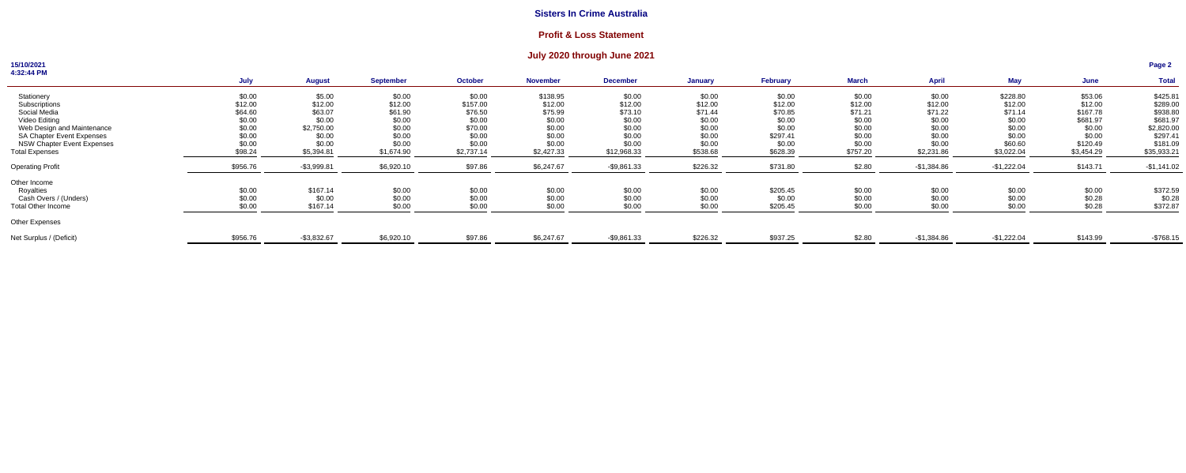# Sisters In Crime Australia

## Profit & Loss Statement

### July 2020 through June 2021

15/10/2021
4:32:44 PM

| | July | August | September | October | November | December | January | February | March | April | May | June | Total |
|---|---|---|---|---|---|---|---|---|---|---|---|---|---|
| Stationery | $0.00 | $5.00 | $0.00 | $0.00 | $138.95 | $0.00 | $0.00 | $0.00 | $0.00 | $0.00 | $228.80 | $53.06 | $425.81 |
| Subscriptions | $12.00 | $12.00 | $12.00 | $157.00 | $12.00 | $12.00 | $12.00 | $12.00 | $12.00 | $12.00 | $12.00 | $12.00 | $289.00 |
| Social Media | $64.60 | $63.07 | $61.90 | $76.50 | $75.99 | $73.10 | $71.44 | $70.85 | $71.21 | $71.22 | $71.14 | $167.78 | $938.80 |
| Video Editing | $0.00 | $0.00 | $0.00 | $0.00 | $0.00 | $0.00 | $0.00 | $0.00 | $0.00 | $0.00 | $0.00 | $681.97 | $681.97 |
| Web Design and Maintenance | $0.00 | $2,750.00 | $0.00 | $70.00 | $0.00 | $0.00 | $0.00 | $0.00 | $0.00 | $0.00 | $0.00 | $0.00 | $2,820.00 |
| SA Chapter Event Expenses | $0.00 | $0.00 | $0.00 | $0.00 | $0.00 | $0.00 | $0.00 | $297.41 | $0.00 | $0.00 | $0.00 | $0.00 | $297.41 |
| NSW Chapter Event Expenses | $0.00 | $0.00 | $0.00 | $0.00 | $0.00 | $0.00 | $0.00 | $0.00 | $0.00 | $0.00 | $60.60 | $120.49 | $181.09 |
| Total Expenses | $98.24 | $5,394.81 | $1,674.90 | $2,737.14 | $2,427.33 | $12,968.33 | $538.68 | $628.39 | $757.20 | $2,231.86 | $3,022.04 | $3,454.29 | $35,933.21 |
| Operating Profit | $956.76 | -$3,999.81 | $6,920.10 | $97.86 | $6,247.67 | -$9,861.33 | $226.32 | $731.80 | $2.80 | -$1,384.86 | -$1,222.04 | $143.71 | -$1,141.02 |
| Other Income | | | | | | | | | | | | | |
| Royalties | $0.00 | $167.14 | $0.00 | $0.00 | $0.00 | $0.00 | $0.00 | $205.45 | $0.00 | $0.00 | $0.00 | $0.00 | $372.59 |
| Cash Overs / (Unders) | $0.00 | $0.00 | $0.00 | $0.00 | $0.00 | $0.00 | $0.00 | $0.00 | $0.00 | $0.00 | $0.00 | $0.28 | $0.28 |
| Total Other Income | $0.00 | $167.14 | $0.00 | $0.00 | $0.00 | $0.00 | $0.00 | $205.45 | $0.00 | $0.00 | $0.00 | $0.28 | $372.87 |
| Other Expenses | | | | | | | | | | | | | |
| Net Surplus / (Deficit) | $956.76 | -$3,832.67 | $6,920.10 | $97.86 | $6,247.67 | -$9,861.33 | $226.32 | $937.25 | $2.80 | -$1,384.86 | -$1,222.04 | $143.99 | -$768.15 |